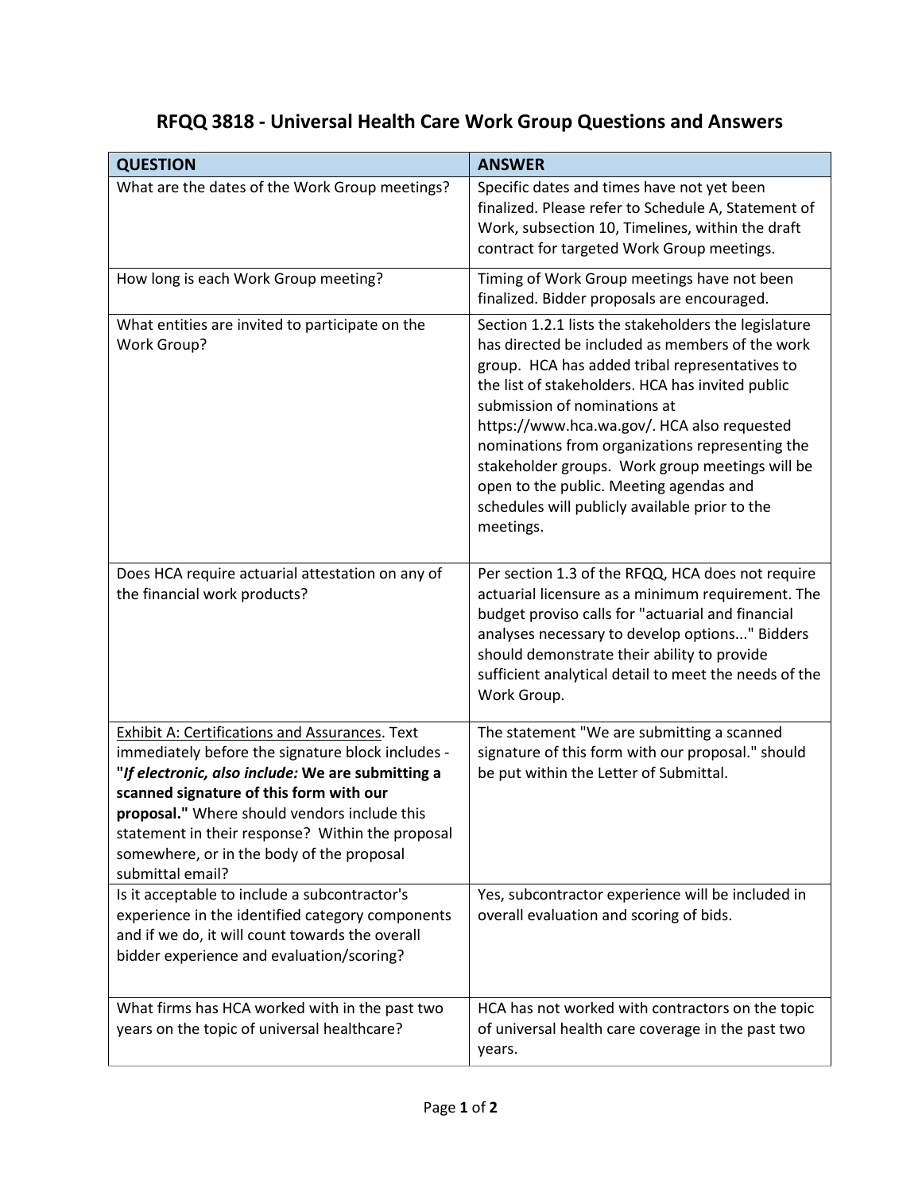# RFQQ 3818 - Universal Health Care Work Group Questions and Answers

| QUESTION | ANSWER |
|---|---|
| What are the dates of the Work Group meetings? | Specific dates and times have not yet been finalized. Please refer to Schedule A, Statement of Work, subsection 10, Timelines, within the draft contract for targeted Work Group meetings. |
| How long is each Work Group meeting? | Timing of Work Group meetings have not been finalized. Bidder proposals are encouraged. |
| What entities are invited to participate on the Work Group? | Section 1.2.1 lists the stakeholders the legislature has directed be included as members of the work group. HCA has added tribal representatives to the list of stakeholders. HCA has invited public submission of nominations at https://www.hca.wa.gov/. HCA also requested nominations from organizations representing the stakeholder groups. Work group meetings will be open to the public. Meeting agendas and schedules will publicly available prior to the meetings. |
| Does HCA require actuarial attestation on any of the financial work products? | Per section 1.3 of the RFQQ, HCA does not require actuarial licensure as a minimum requirement. The budget proviso calls for "actuarial and financial analyses necessary to develop options..." Bidders should demonstrate their ability to provide sufficient analytical detail to meet the needs of the Work Group. |
| <u>Exhibit A: Certifications and Assurances</u>. Text immediately before the signature block includes - **"*If electronic, also include:* We are submitting a scanned signature of this form with our proposal."** Where should vendors include this statement in their response? Within the proposal somewhere, or in the body of the proposal submittal email? | The statement "We are submitting a scanned signature of this form with our proposal." should be put within the Letter of Submittal. |
| Is it acceptable to include a subcontractor's experience in the identified category components and if we do, it will count towards the overall bidder experience and evaluation/scoring? | Yes, subcontractor experience will be included in overall evaluation and scoring of bids. |
| What firms has HCA worked with in the past two years on the topic of universal healthcare? | HCA has not worked with contractors on the topic of universal health care coverage in the past two years. |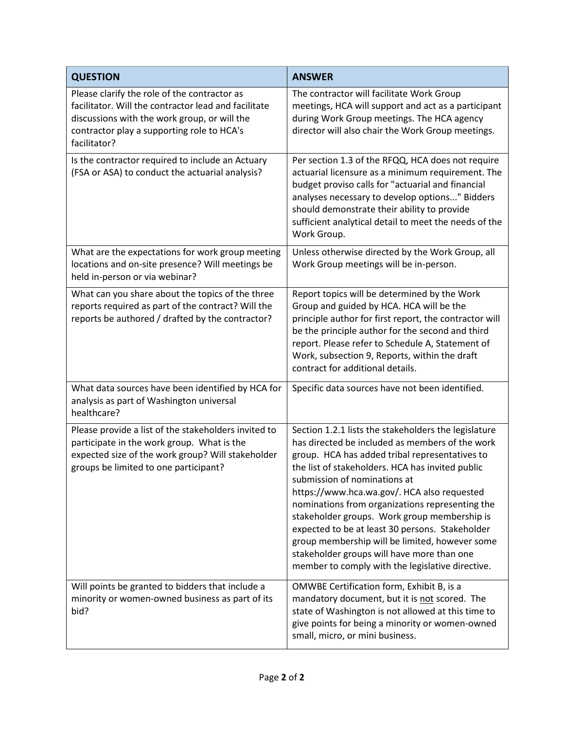| QUESTION | ANSWER |
| --- | --- |
| Please clarify the role of the contractor as facilitator. Will the contractor lead and facilitate discussions with the work group, or will the contractor play a supporting role to HCA's facilitator? | The contractor will facilitate Work Group meetings, HCA will support and act as a participant during Work Group meetings. The HCA agency director will also chair the Work Group meetings. |
| Is the contractor required to include an Actuary (FSA or ASA) to conduct the actuarial analysis? | Per section 1.3 of the RFQQ, HCA does not require actuarial licensure as a minimum requirement. The budget proviso calls for "actuarial and financial analyses necessary to develop options..." Bidders should demonstrate their ability to provide sufficient analytical detail to meet the needs of the Work Group. |
| What are the expectations for work group meeting locations and on-site presence? Will meetings be held in-person or via webinar? | Unless otherwise directed by the Work Group, all Work Group meetings will be in-person. |
| What can you share about the topics of the three reports required as part of the contract? Will the reports be authored / drafted by the contractor? | Report topics will be determined by the Work Group and guided by HCA. HCA will be the principle author for first report, the contractor will be the principle author for the second and third report. Please refer to Schedule A, Statement of Work, subsection 9, Reports, within the draft contract for additional details. |
| What data sources have been identified by HCA for analysis as part of Washington universal healthcare? | Specific data sources have not been identified. |
| Please provide a list of the stakeholders invited to participate in the work group. What is the expected size of the work group? Will stakeholder groups be limited to one participant? | Section 1.2.1 lists the stakeholders the legislature has directed be included as members of the work group. HCA has added tribal representatives to the list of stakeholders. HCA has invited public submission of nominations at https://www.hca.wa.gov/. HCA also requested nominations from organizations representing the stakeholder groups. Work group membership is expected to be at least 30 persons. Stakeholder group membership will be limited, however some stakeholder groups will have more than one member to comply with the legislative directive. |
| Will points be granted to bidders that include a minority or women-owned business as part of its bid? | OMWBE Certification form, Exhibit B, is a mandatory document, but it is <u>not</u> scored. The state of Washington is not allowed at this time to give points for being a minority or women-owned small, micro, or mini business. |